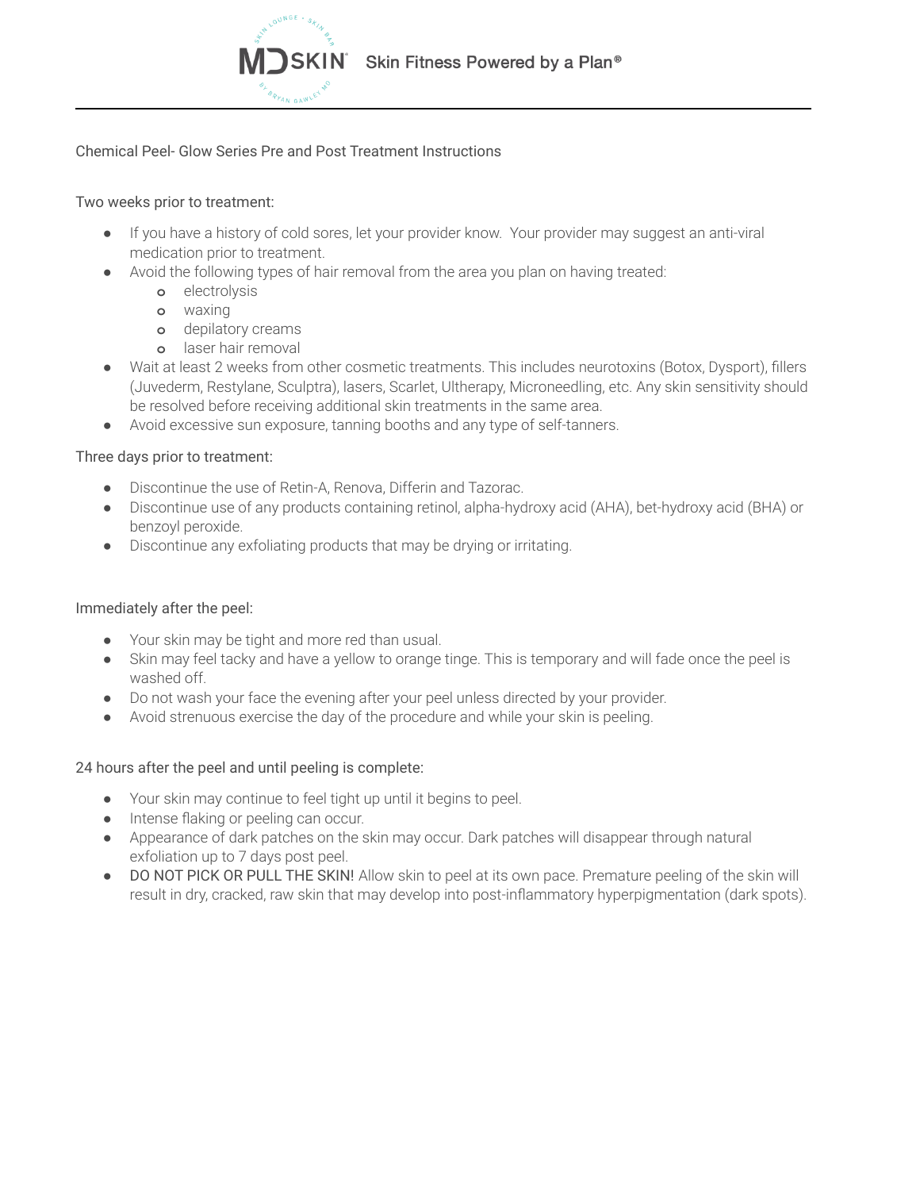MDSKIN Skin Fitness Powered by a Plan®

# Chemical Peel- Glow Series Pre and Post Treatment Instructions

## Two weeks prior to treatment:

- If you have a history of cold sores, let your provider know. Your provider may suggest an anti-viral medication prior to treatment.
- Avoid the following types of hair removal from the area you plan on having treated:
  - electrolysis
  - waxing
  - depilatory creams
  - laser hair removal
- Wait at least 2 weeks from other cosmetic treatments. This includes neurotoxins (Botox, Dysport), fillers (Juvederm, Restylane, Sculptra), lasers, Scarlet, Ultherapy, Microneedling, etc. Any skin sensitivity should be resolved before receiving additional skin treatments in the same area.
- Avoid excessive sun exposure, tanning booths and any type of self-tanners.

## Three days prior to treatment:

- Discontinue the use of Retin-A, Renova, Differin and Tazorac.
- Discontinue use of any products containing retinol, alpha-hydroxy acid (AHA), bet-hydroxy acid (BHA) or benzoyl peroxide.
- Discontinue any exfoliating products that may be drying or irritating.

## Immediately after the peel:

- Your skin may be tight and more red than usual.
- Skin may feel tacky and have a yellow to orange tinge. This is temporary and will fade once the peel is washed off.
- Do not wash your face the evening after your peel unless directed by your provider.
- Avoid strenuous exercise the day of the procedure and while your skin is peeling.

## 24 hours after the peel and until peeling is complete:

- Your skin may continue to feel tight up until it begins to peel.
- Intense flaking or peeling can occur.
- Appearance of dark patches on the skin may occur. Dark patches will disappear through natural exfoliation up to 7 days post peel.
- DO NOT PICK OR PULL THE SKIN! Allow skin to peel at its own pace. Premature peeling of the skin will result in dry, cracked, raw skin that may develop into post-inflammatory hyperpigmentation (dark spots).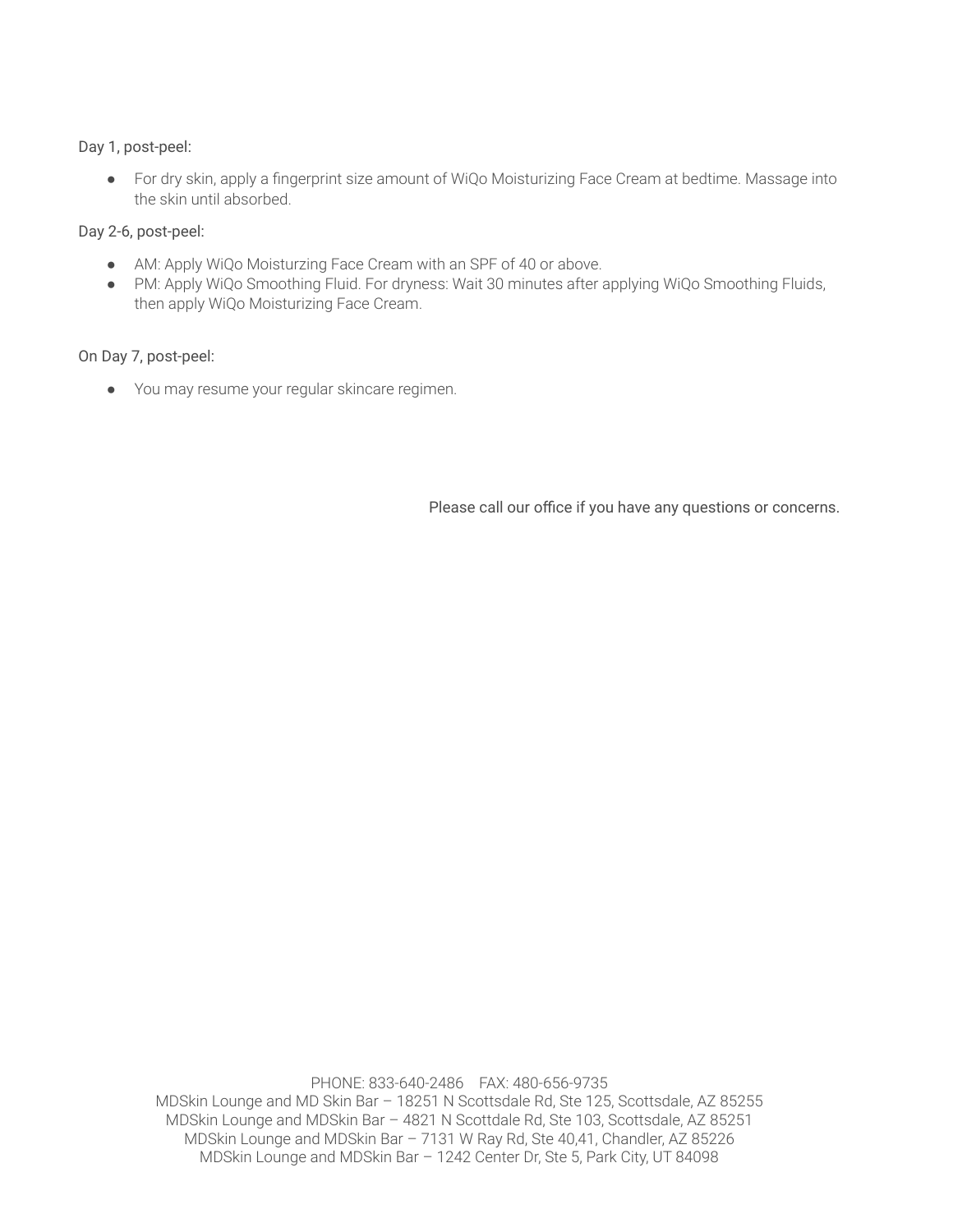Day 1, post-peel:

- For dry skin, apply a fingerprint size amount of WiQo Moisturizing Face Cream at bedtime. Massage into the skin until absorbed.

Day 2-6, post-peel:

- AM: Apply WiQo Moisturzing Face Cream with an SPF of 40 or above.
- PM: Apply WiQo Smoothing Fluid. For dryness: Wait 30 minutes after applying WiQo Smoothing Fluids, then apply WiQo Moisturizing Face Cream.

On Day 7, post-peel:

- You may resume your regular skincare regimen.

Please call our office if you have any questions or concerns.